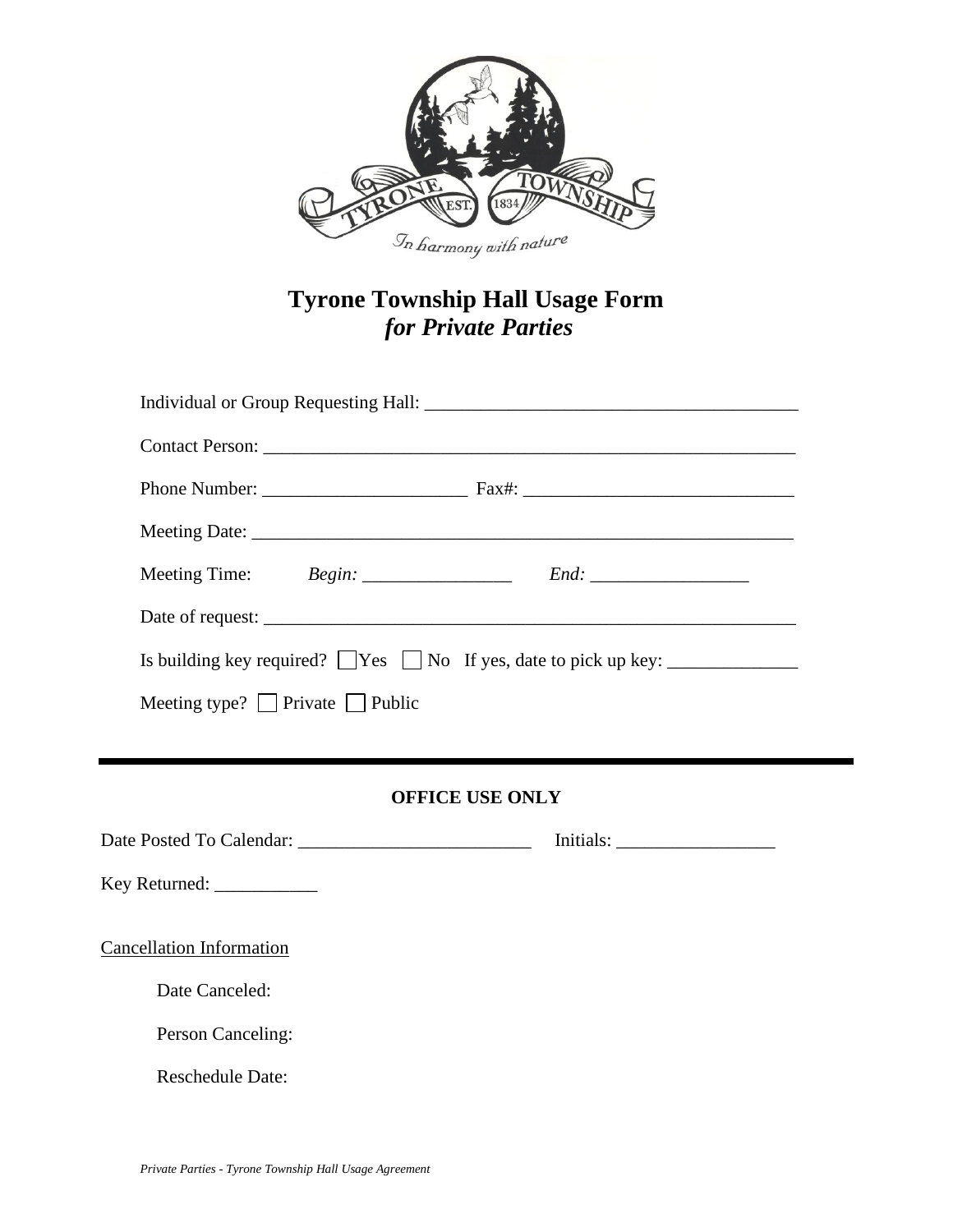# Tyrone Township Hall Usage Form
## *for Private Parties*

Individual or Group Requesting Hall: ________________________________________

Contact Person: ____________________________________________________________

Phone Number: ______________________ Fax#: _____________________________

Meeting Date: _____________________________________________________________

Meeting Time: *Begin:* ________________ *End:* _________________

Date of request: ___________________________________________________________

Is building key required? ☐ Yes ☐ No If yes, date to pick up key: ______________

Meeting type? ☐ Private ☐ Public

---

**OFFICE USE ONLY**

Date Posted To Calendar: _________________________ Initials: _________________

Key Returned: ___________

Cancellation Information

Date Canceled:

Person Canceling:

Reschedule Date:

*Private Parties - Tyrone Township Hall Usage Agreement*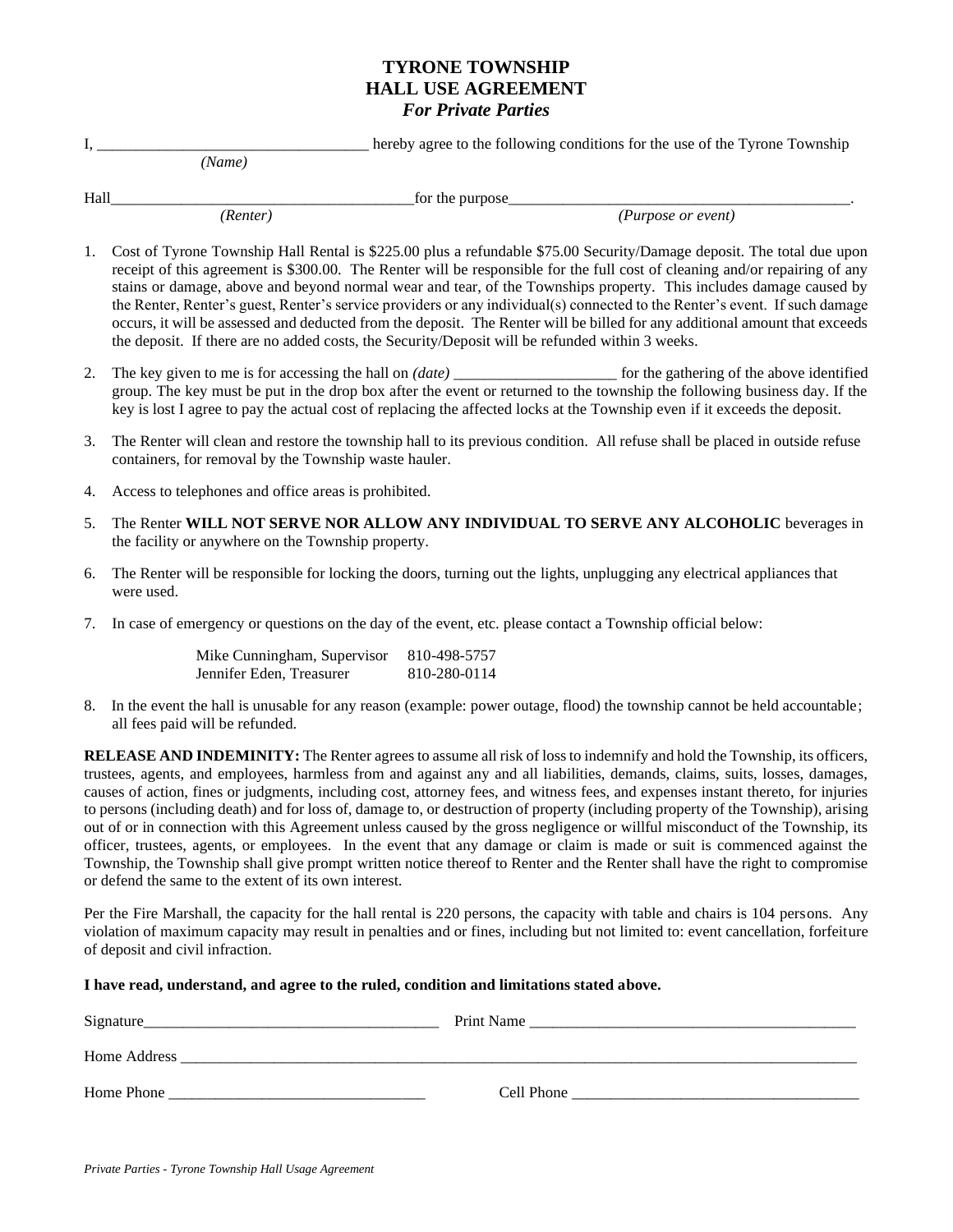# TYRONE TOWNSHIP
## HALL USE AGREEMENT
### *For Private Parties*

I, __________________________________ hereby agree to the following conditions for the use of the Tyrone Township
*(Name)*

Hall_______________________________________for the purpose_____________________________________________.
*(Renter)* *(Purpose or event)*

1. Cost of Tyrone Township Hall Rental is $225.00 plus a refundable $75.00 Security/Damage deposit. The total due upon receipt of this agreement is $300.00. The Renter will be responsible for the full cost of cleaning and/or repairing of any stains or damage, above and beyond normal wear and tear, of the Townships property. This includes damage caused by the Renter, Renter's guest, Renter's service providers or any individual(s) connected to the Renter's event. If such damage occurs, it will be assessed and deducted from the deposit. The Renter will be billed for any additional amount that exceeds the deposit. If there are no added costs, the Security/Deposit will be refunded within 3 weeks.

2. The key given to me is for accessing the hall on *(date)* _____________________ for the gathering of the above identified group. The key must be put in the drop box after the event or returned to the township the following business day. If the key is lost I agree to pay the actual cost of replacing the affected locks at the Township even if it exceeds the deposit.

3. The Renter will clean and restore the township hall to its previous condition. All refuse shall be placed in outside refuse containers, for removal by the Township waste hauler.

4. Access to telephones and office areas is prohibited.

5. The Renter **WILL NOT SERVE NOR ALLOW ANY INDIVIDUAL TO SERVE ANY ALCOHOLIC** beverages in the facility or anywhere on the Township property.

6. The Renter will be responsible for locking the doors, turning out the lights, unplugging any electrical appliances that were used.

7. In case of emergency or questions on the day of the event, etc. please contact a Township official below:

   Mike Cunningham, Supervisor 810-498-5757
   Jennifer Eden, Treasurer 810-280-0114

8. In the event the hall is unusable for any reason (example: power outage, flood) the township cannot be held accountable; all fees paid will be refunded.

**RELEASE AND INDEMINITY:** The Renter agrees to assume all risk of loss to indemnify and hold the Township, its officers, trustees, agents, and employees, harmless from and against any and all liabilities, demands, claims, suits, losses, damages, causes of action, fines or judgments, including cost, attorney fees, and witness fees, and expenses instant thereto, for injuries to persons (including death) and for loss of, damage to, or destruction of property (including property of the Township), arising out of or in connection with this Agreement unless caused by the gross negligence or willful misconduct of the Township, its officer, trustees, agents, or employees. In the event that any damage or claim is made or suit is commenced against the Township, the Township shall give prompt written notice thereof to Renter and the Renter shall have the right to compromise or defend the same to the extent of its own interest.

Per the Fire Marshall, the capacity for the hall rental is 220 persons, the capacity with table and chairs is 104 persons. Any violation of maximum capacity may result in penalties and or fines, including but not limited to: event cancellation, forfeiture of deposit and civil infraction.

**I have read, understand, and agree to the ruled, condition and limitations stated above.**

Signature_____________________________________ Print Name __________________________________________

Home Address ___________________________________________________________________________________________

Home Phone _________________________________ Cell Phone _____________________________________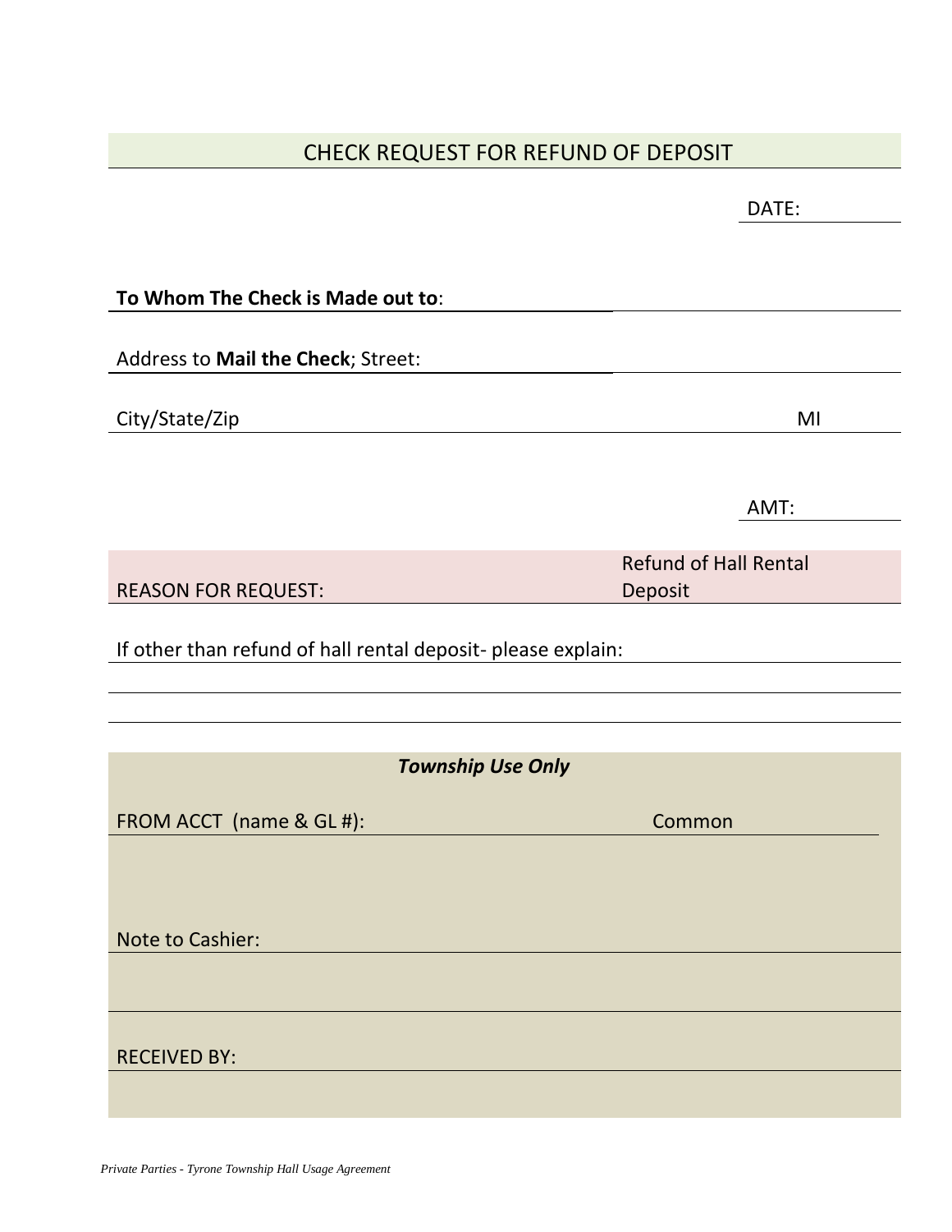# CHECK REQUEST FOR REFUND OF DEPOSIT

DATE:

**To Whom The Check is Made out to**:

Address to **Mail the Check**; Street:

City/State/Zip MI

AMT:

REASON FOR REQUEST: Refund of Hall Rental Deposit

If other than refund of hall rental deposit- please explain:

***Township Use Only***

FROM ACCT (name & GL #): Common

Note to Cashier:

RECEIVED BY: